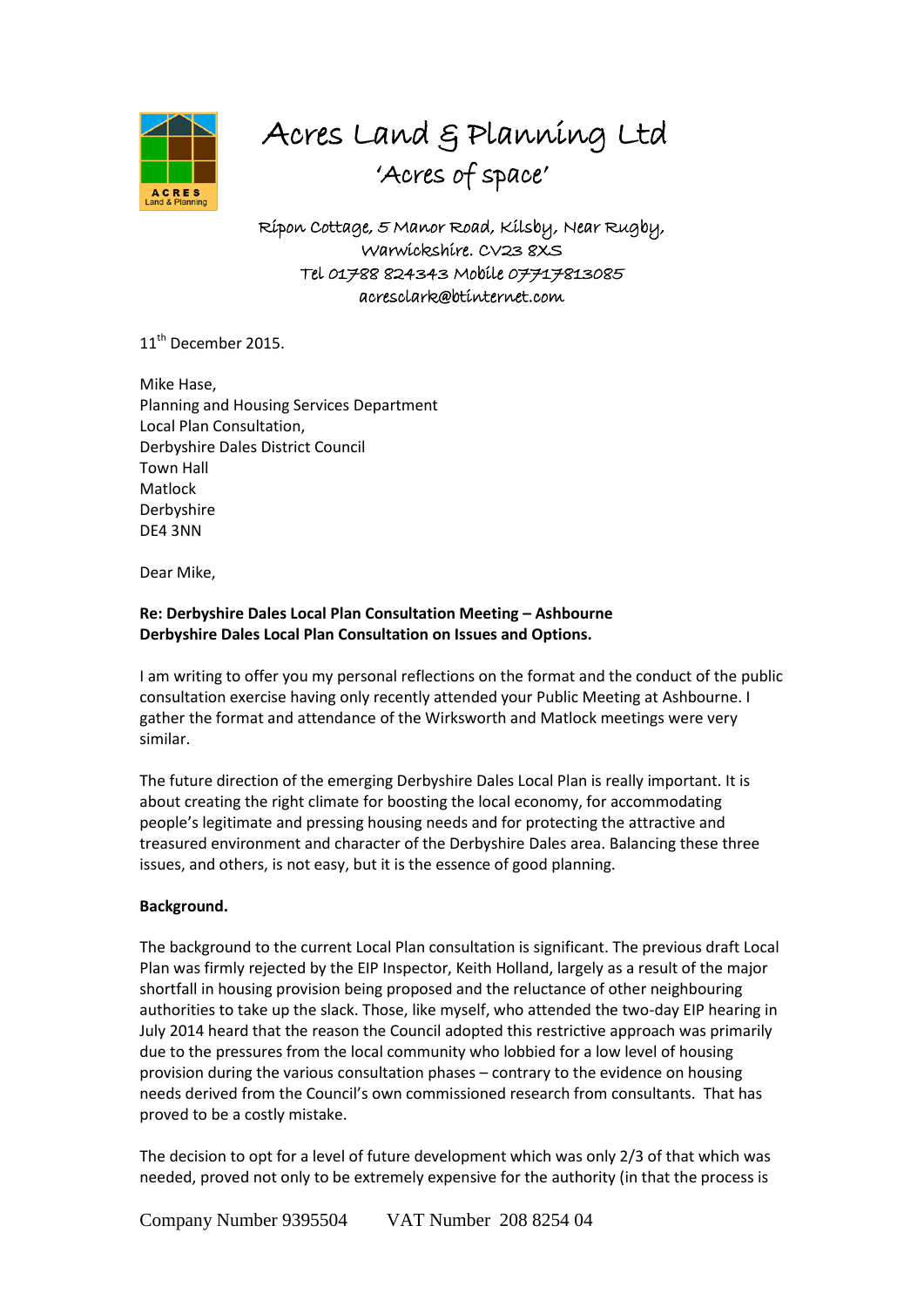# Acres Land & Planning Ltd

'Acres of space'

Ripon Cottage, 5 Manor Road, Kilsby, Near Rugby,
Warwickshire. CV23 8XS
Tel 01788 824343 Mobile 07717813085
acresclark@btinternet.com

11th December 2015.

Mike Hase,
Planning and Housing Services Department
Local Plan Consultation,
Derbyshire Dales District Council
Town Hall
Matlock
Derbyshire
DE4 3NN

Dear Mike,

**Re: Derbyshire Dales Local Plan Consultation Meeting – Ashbourne**
**Derbyshire Dales Local Plan Consultation on Issues and Options.**

I am writing to offer you my personal reflections on the format and the conduct of the public consultation exercise having only recently attended your Public Meeting at Ashbourne. I gather the format and attendance of the Wirksworth and Matlock meetings were very similar.

The future direction of the emerging Derbyshire Dales Local Plan is really important. It is about creating the right climate for boosting the local economy, for accommodating people's legitimate and pressing housing needs and for protecting the attractive and treasured environment and character of the Derbyshire Dales area. Balancing these three issues, and others, is not easy, but it is the essence of good planning.

**Background.**

The background to the current Local Plan consultation is significant. The previous draft Local Plan was firmly rejected by the EIP Inspector, Keith Holland, largely as a result of the major shortfall in housing provision being proposed and the reluctance of other neighbouring authorities to take up the slack. Those, like myself, who attended the two-day EIP hearing in July 2014 heard that the reason the Council adopted this restrictive approach was primarily due to the pressures from the local community who lobbied for a low level of housing provision during the various consultation phases – contrary to the evidence on housing needs derived from the Council's own commissioned research from consultants. That has proved to be a costly mistake.

The decision to opt for a level of future development which was only 2/3 of that which was needed, proved not only to be extremely expensive for the authority (in that the process is

Company Number 9395504 VAT Number 208 8254 04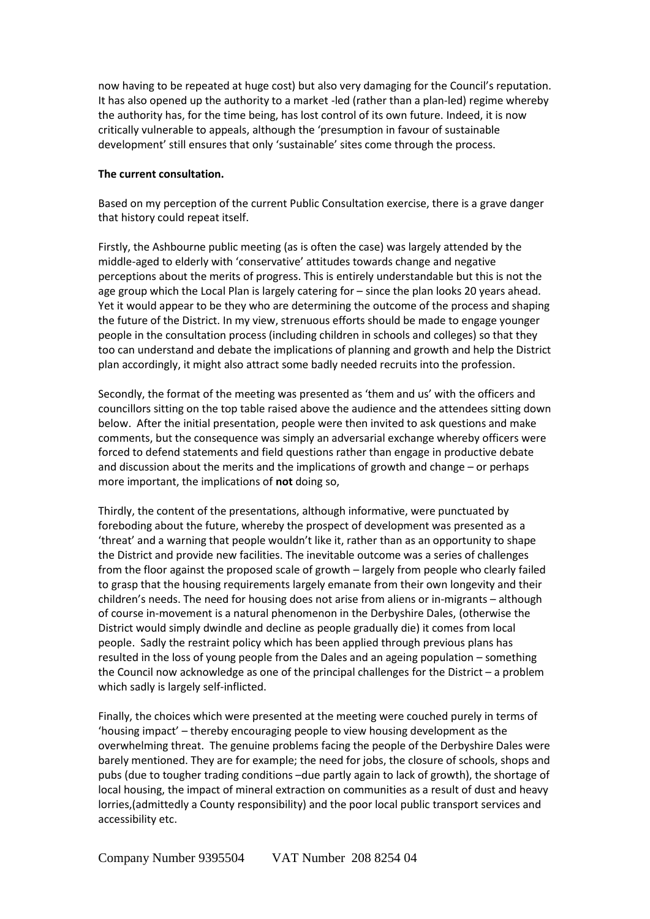now having to be repeated at huge cost) but also very damaging for the Council's reputation. It has also opened up the authority to a market -led (rather than a plan-led) regime whereby the authority has, for the time being, has lost control of its own future. Indeed, it is now critically vulnerable to appeals, although the 'presumption in favour of sustainable development' still ensures that only 'sustainable' sites come through the process.

**The current consultation.**

Based on my perception of the current Public Consultation exercise, there is a grave danger that history could repeat itself.

Firstly, the Ashbourne public meeting (as is often the case) was largely attended by the middle-aged to elderly with 'conservative' attitudes towards change and negative perceptions about the merits of progress. This is entirely understandable but this is not the age group which the Local Plan is largely catering for – since the plan looks 20 years ahead. Yet it would appear to be they who are determining the outcome of the process and shaping the future of the District. In my view, strenuous efforts should be made to engage younger people in the consultation process (including children in schools and colleges) so that they too can understand and debate the implications of planning and growth and help the District plan accordingly, it might also attract some badly needed recruits into the profession.

Secondly, the format of the meeting was presented as 'them and us' with the officers and councillors sitting on the top table raised above the audience and the attendees sitting down below. After the initial presentation, people were then invited to ask questions and make comments, but the consequence was simply an adversarial exchange whereby officers were forced to defend statements and field questions rather than engage in productive debate and discussion about the merits and the implications of growth and change – or perhaps more important, the implications of **not** doing so,

Thirdly, the content of the presentations, although informative, were punctuated by foreboding about the future, whereby the prospect of development was presented as a 'threat' and a warning that people wouldn't like it, rather than as an opportunity to shape the District and provide new facilities. The inevitable outcome was a series of challenges from the floor against the proposed scale of growth – largely from people who clearly failed to grasp that the housing requirements largely emanate from their own longevity and their children's needs. The need for housing does not arise from aliens or in-migrants – although of course in-movement is a natural phenomenon in the Derbyshire Dales, (otherwise the District would simply dwindle and decline as people gradually die) it comes from local people. Sadly the restraint policy which has been applied through previous plans has resulted in the loss of young people from the Dales and an ageing population – something the Council now acknowledge as one of the principal challenges for the District – a problem which sadly is largely self-inflicted.

Finally, the choices which were presented at the meeting were couched purely in terms of 'housing impact' – thereby encouraging people to view housing development as the overwhelming threat. The genuine problems facing the people of the Derbyshire Dales were barely mentioned. They are for example; the need for jobs, the closure of schools, shops and pubs (due to tougher trading conditions –due partly again to lack of growth), the shortage of local housing, the impact of mineral extraction on communities as a result of dust and heavy lorries,(admittedly a County responsibility) and the poor local public transport services and accessibility etc.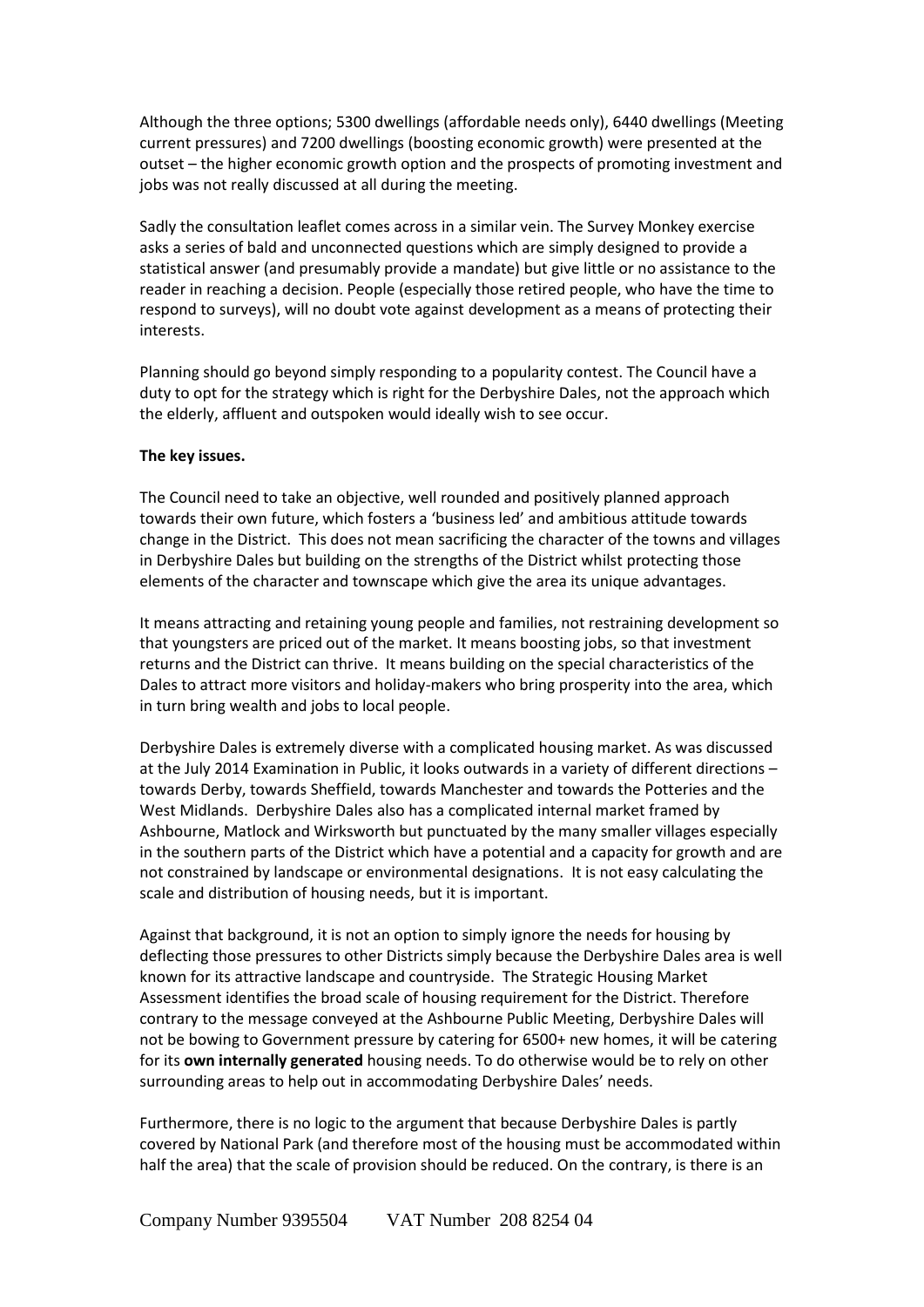Although the three options; 5300 dwellings (affordable needs only), 6440 dwellings (Meeting current pressures) and 7200 dwellings (boosting economic growth) were presented at the outset – the higher economic growth option and the prospects of promoting investment and jobs was not really discussed at all during the meeting.

Sadly the consultation leaflet comes across in a similar vein. The Survey Monkey exercise asks a series of bald and unconnected questions which are simply designed to provide a statistical answer (and presumably provide a mandate) but give little or no assistance to the reader in reaching a decision. People (especially those retired people, who have the time to respond to surveys), will no doubt vote against development as a means of protecting their interests.

Planning should go beyond simply responding to a popularity contest. The Council have a duty to opt for the strategy which is right for the Derbyshire Dales, not the approach which the elderly, affluent and outspoken would ideally wish to see occur.

**The key issues.**

The Council need to take an objective, well rounded and positively planned approach towards their own future, which fosters a 'business led' and ambitious attitude towards change in the District. This does not mean sacrificing the character of the towns and villages in Derbyshire Dales but building on the strengths of the District whilst protecting those elements of the character and townscape which give the area its unique advantages.

It means attracting and retaining young people and families, not restraining development so that youngsters are priced out of the market. It means boosting jobs, so that investment returns and the District can thrive. It means building on the special characteristics of the Dales to attract more visitors and holiday-makers who bring prosperity into the area, which in turn bring wealth and jobs to local people.

Derbyshire Dales is extremely diverse with a complicated housing market. As was discussed at the July 2014 Examination in Public, it looks outwards in a variety of different directions – towards Derby, towards Sheffield, towards Manchester and towards the Potteries and the West Midlands. Derbyshire Dales also has a complicated internal market framed by Ashbourne, Matlock and Wirksworth but punctuated by the many smaller villages especially in the southern parts of the District which have a potential and a capacity for growth and are not constrained by landscape or environmental designations. It is not easy calculating the scale and distribution of housing needs, but it is important.

Against that background, it is not an option to simply ignore the needs for housing by deflecting those pressures to other Districts simply because the Derbyshire Dales area is well known for its attractive landscape and countryside. The Strategic Housing Market Assessment identifies the broad scale of housing requirement for the District. Therefore contrary to the message conveyed at the Ashbourne Public Meeting, Derbyshire Dales will not be bowing to Government pressure by catering for 6500+ new homes, it will be catering for its **own internally generated** housing needs. To do otherwise would be to rely on other surrounding areas to help out in accommodating Derbyshire Dales' needs.

Furthermore, there is no logic to the argument that because Derbyshire Dales is partly covered by National Park (and therefore most of the housing must be accommodated within half the area) that the scale of provision should be reduced. On the contrary, is there is an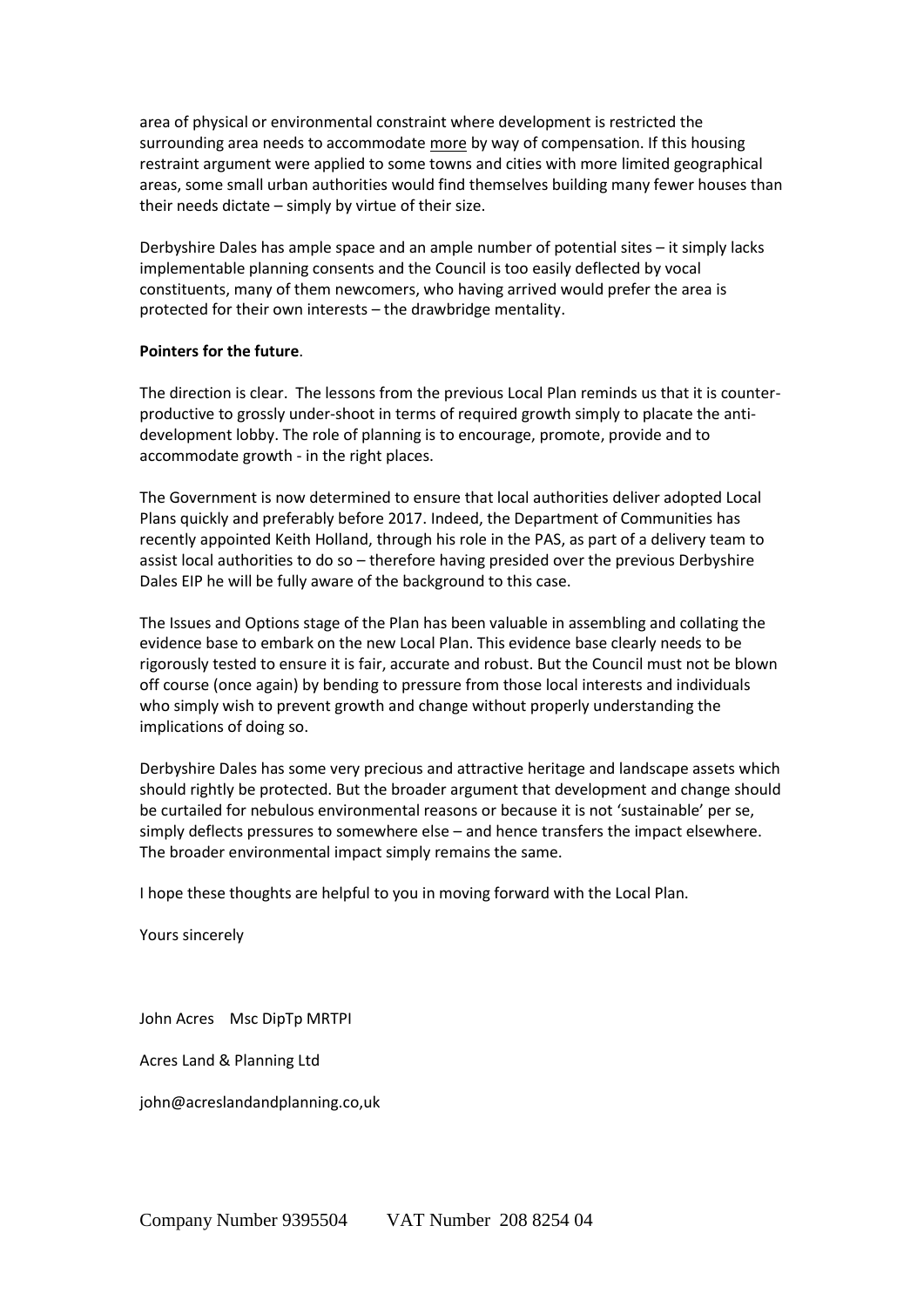area of physical or environmental constraint where development is restricted the surrounding area needs to accommodate more by way of compensation. If this housing restraint argument were applied to some towns and cities with more limited geographical areas, some small urban authorities would find themselves building many fewer houses than their needs dictate – simply by virtue of their size.

Derbyshire Dales has ample space and an ample number of potential sites – it simply lacks implementable planning consents and the Council is too easily deflected by vocal constituents, many of them newcomers, who having arrived would prefer the area is protected for their own interests – the drawbridge mentality.

**Pointers for the future**.

The direction is clear. The lessons from the previous Local Plan reminds us that it is counter-productive to grossly under-shoot in terms of required growth simply to placate the anti-development lobby. The role of planning is to encourage, promote, provide and to accommodate growth - in the right places.

The Government is now determined to ensure that local authorities deliver adopted Local Plans quickly and preferably before 2017. Indeed, the Department of Communities has recently appointed Keith Holland, through his role in the PAS, as part of a delivery team to assist local authorities to do so – therefore having presided over the previous Derbyshire Dales EIP he will be fully aware of the background to this case.

The Issues and Options stage of the Plan has been valuable in assembling and collating the evidence base to embark on the new Local Plan. This evidence base clearly needs to be rigorously tested to ensure it is fair, accurate and robust. But the Council must not be blown off course (once again) by bending to pressure from those local interests and individuals who simply wish to prevent growth and change without properly understanding the implications of doing so.

Derbyshire Dales has some very precious and attractive heritage and landscape assets which should rightly be protected. But the broader argument that development and change should be curtailed for nebulous environmental reasons or because it is not 'sustainable' per se, simply deflects pressures to somewhere else – and hence transfers the impact elsewhere. The broader environmental impact simply remains the same.

I hope these thoughts are helpful to you in moving forward with the Local Plan.

Yours sincerely

John Acres Msc DipTp MRTPI

Acres Land & Planning Ltd

john@acreslandandplanning.co,uk

Company Number 9395504 VAT Number 208 8254 04